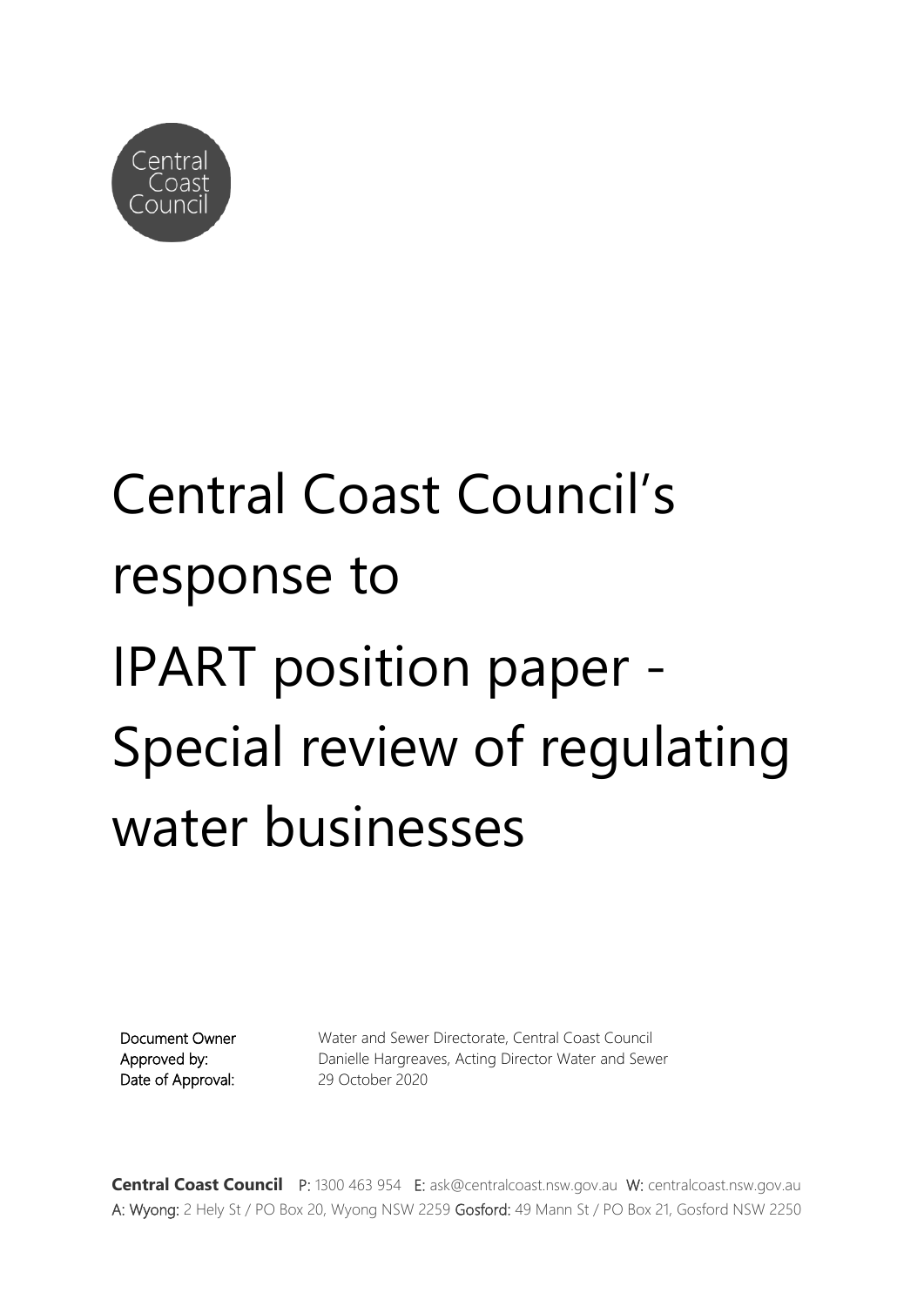Central Coast Council

# Central Coast Council's response to IPART position paper - Special review of regulating water businesses

| | |
|---|---|
| Document Owner | Water and Sewer Directorate, Central Coast Council |
| Approved by: | Danielle Hargreaves, Acting Director Water and Sewer |
| Date of Approval: | 29 October 2020 |

**Central Coast Council** P: 1300 463 954 E: ask@centralcoast.nsw.gov.au W: centralcoast.nsw.gov.au
A: Wyong: 2 Hely St / PO Box 20, Wyong NSW 2259 Gosford: 49 Mann St / PO Box 21, Gosford NSW 2250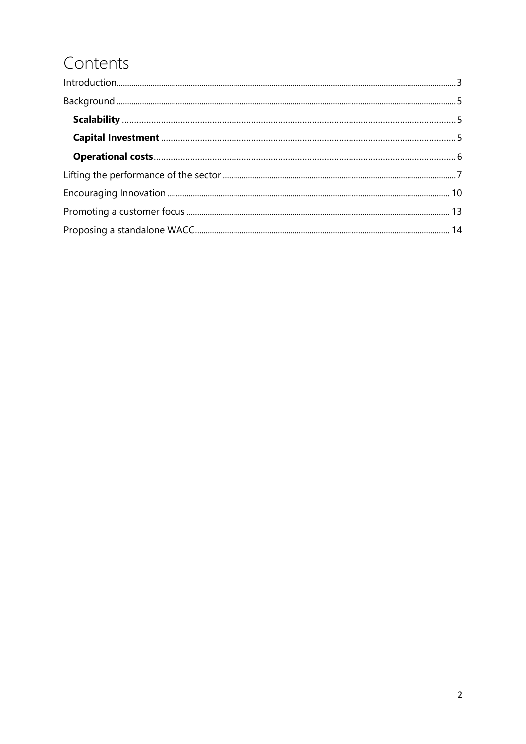# Contents

Introduction........................................................................................................ 3

Background ........................................................................................................ 5

  **Scalability** ........................................................................................................ 5

  **Capital Investment** ........................................................................................ 5

  **Operational costs**........................................................................................... 6

Lifting the performance of the sector .............................................................. 7

Encouraging Innovation ..................................................................................... 10

Promoting a customer focus ............................................................................. 13

Proposing a standalone WACC.......................................................................... 14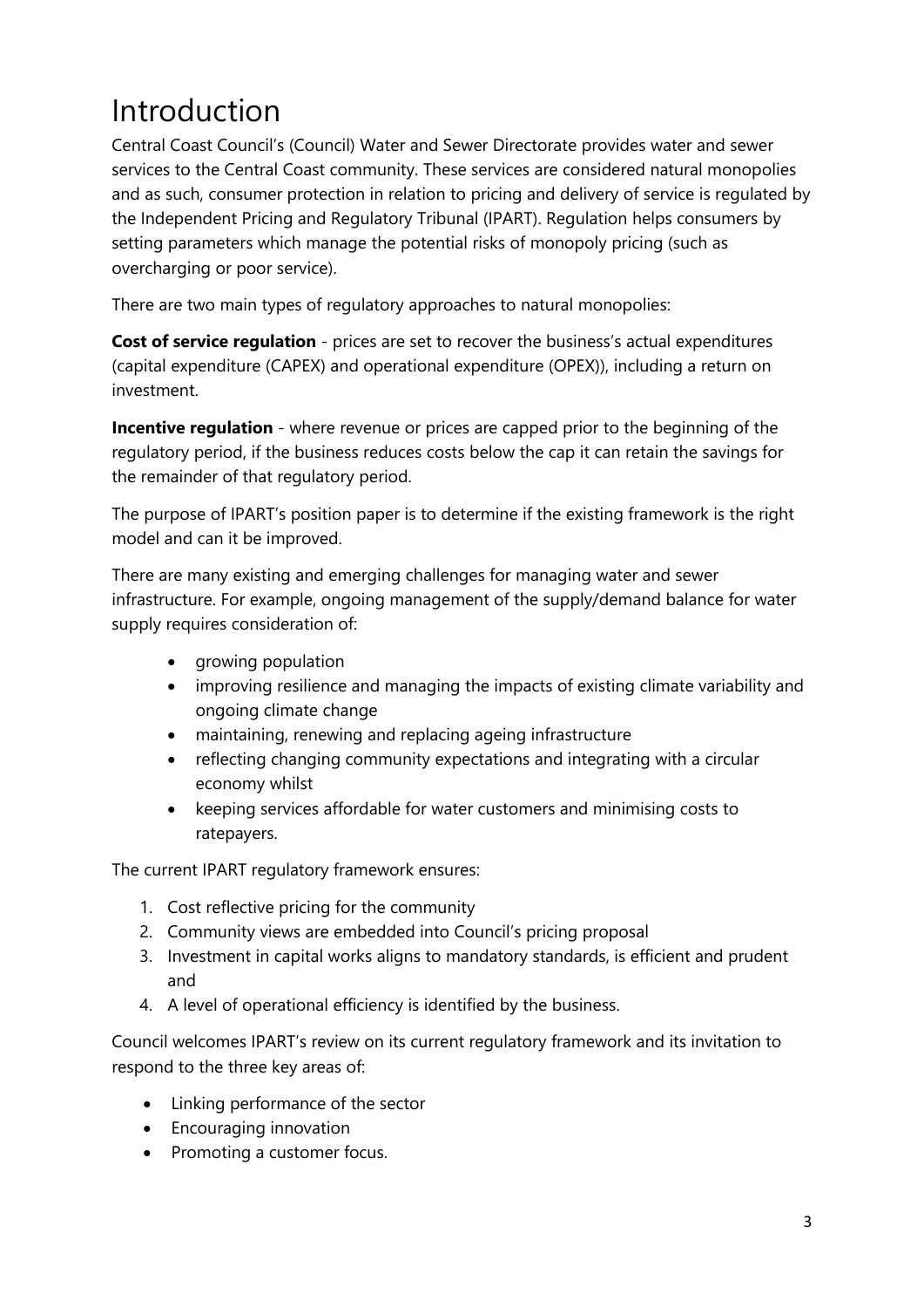# Introduction

Central Coast Council's (Council) Water and Sewer Directorate provides water and sewer services to the Central Coast community. These services are considered natural monopolies and as such, consumer protection in relation to pricing and delivery of service is regulated by the Independent Pricing and Regulatory Tribunal (IPART). Regulation helps consumers by setting parameters which manage the potential risks of monopoly pricing (such as overcharging or poor service).

There are two main types of regulatory approaches to natural monopolies:

**Cost of service regulation** - prices are set to recover the business's actual expenditures (capital expenditure (CAPEX) and operational expenditure (OPEX)), including a return on investment.

**Incentive regulation** - where revenue or prices are capped prior to the beginning of the regulatory period, if the business reduces costs below the cap it can retain the savings for the remainder of that regulatory period.

The purpose of IPART's position paper is to determine if the existing framework is the right model and can it be improved.

There are many existing and emerging challenges for managing water and sewer infrastructure. For example, ongoing management of the supply/demand balance for water supply requires consideration of:

- growing population
- improving resilience and managing the impacts of existing climate variability and ongoing climate change
- maintaining, renewing and replacing ageing infrastructure
- reflecting changing community expectations and integrating with a circular economy whilst
- keeping services affordable for water customers and minimising costs to ratepayers.

The current IPART regulatory framework ensures:

1. Cost reflective pricing for the community
2. Community views are embedded into Council's pricing proposal
3. Investment in capital works aligns to mandatory standards, is efficient and prudent and
4. A level of operational efficiency is identified by the business.

Council welcomes IPART's review on its current regulatory framework and its invitation to respond to the three key areas of:

- Linking performance of the sector
- Encouraging innovation
- Promoting a customer focus.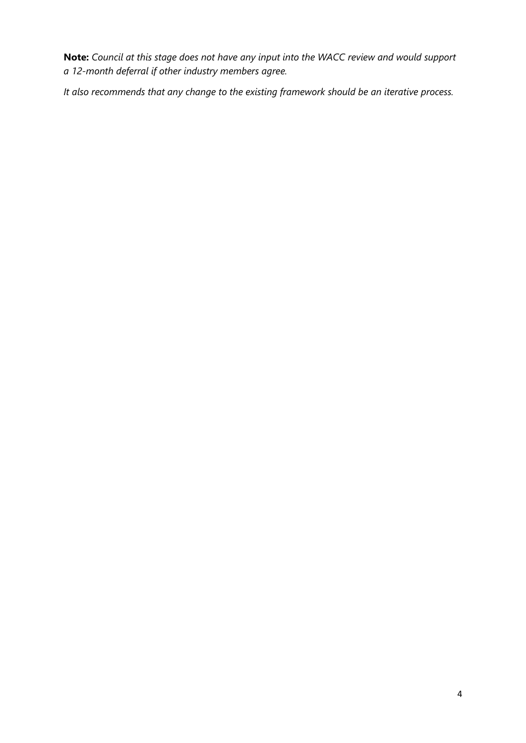**Note:** *Council at this stage does not have any input into the WACC review and would support a 12-month deferral if other industry members agree.*

*It also recommends that any change to the existing framework should be an iterative process.*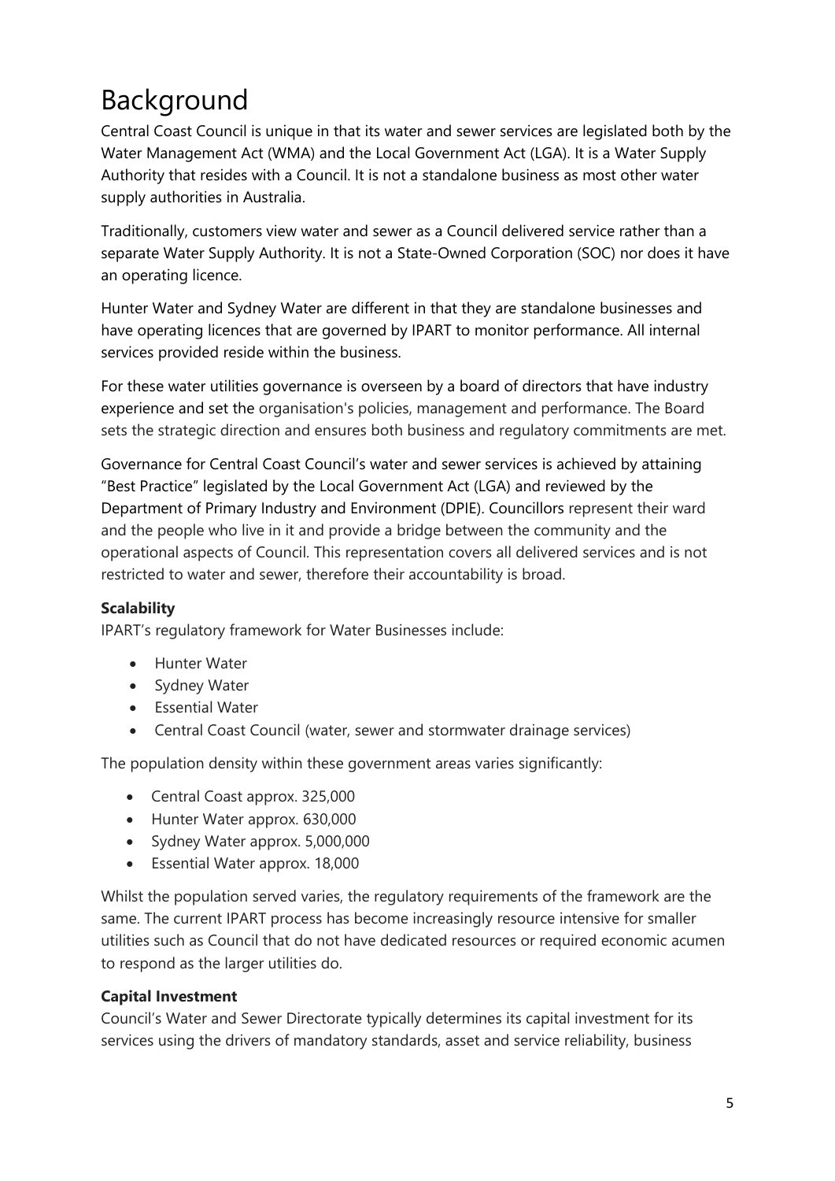# Background

Central Coast Council is unique in that its water and sewer services are legislated both by the Water Management Act (WMA) and the Local Government Act (LGA). It is a Water Supply Authority that resides with a Council. It is not a standalone business as most other water supply authorities in Australia.

Traditionally, customers view water and sewer as a Council delivered service rather than a separate Water Supply Authority. It is not a State-Owned Corporation (SOC) nor does it have an operating licence.

Hunter Water and Sydney Water are different in that they are standalone businesses and have operating licences that are governed by IPART to monitor performance. All internal services provided reside within the business.

For these water utilities governance is overseen by a board of directors that have industry experience and set the organisation's policies, management and performance. The Board sets the strategic direction and ensures both business and regulatory commitments are met.

Governance for Central Coast Council's water and sewer services is achieved by attaining "Best Practice" legislated by the Local Government Act (LGA) and reviewed by the Department of Primary Industry and Environment (DPIE). Councillors represent their ward and the people who live in it and provide a bridge between the community and the operational aspects of Council. This representation covers all delivered services and is not restricted to water and sewer, therefore their accountability is broad.

**Scalability**

IPART's regulatory framework for Water Businesses include:

- Hunter Water
- Sydney Water
- Essential Water
- Central Coast Council (water, sewer and stormwater drainage services)

The population density within these government areas varies significantly:

- Central Coast approx. 325,000
- Hunter Water approx. 630,000
- Sydney Water approx. 5,000,000
- Essential Water approx. 18,000

Whilst the population served varies, the regulatory requirements of the framework are the same. The current IPART process has become increasingly resource intensive for smaller utilities such as Council that do not have dedicated resources or required economic acumen to respond as the larger utilities do.

**Capital Investment**

Council's Water and Sewer Directorate typically determines its capital investment for its services using the drivers of mandatory standards, asset and service reliability, business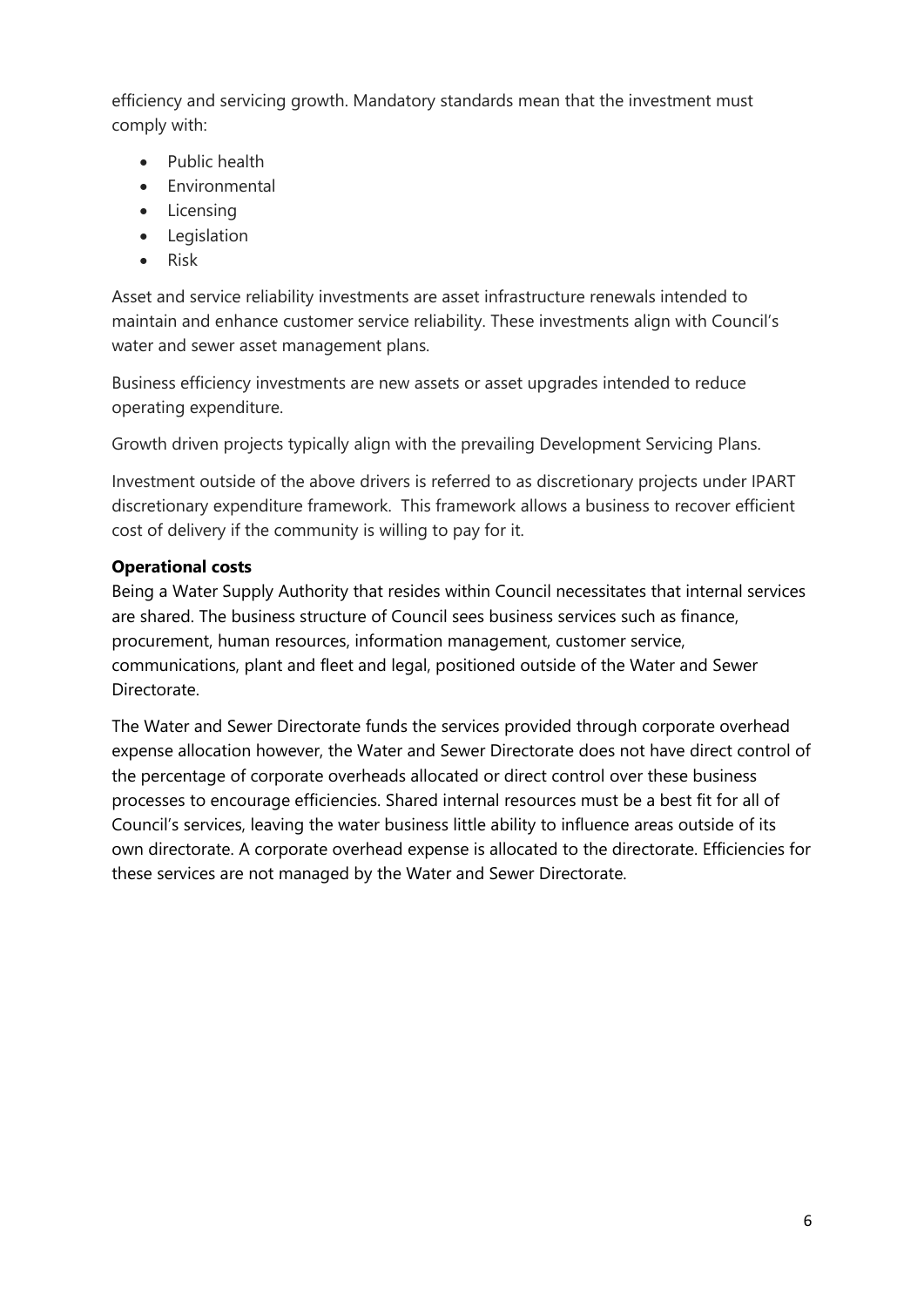efficiency and servicing growth. Mandatory standards mean that the investment must comply with:

- Public health
- Environmental
- Licensing
- Legislation
- Risk

Asset and service reliability investments are asset infrastructure renewals intended to maintain and enhance customer service reliability. These investments align with Council's water and sewer asset management plans.

Business efficiency investments are new assets or asset upgrades intended to reduce operating expenditure.

Growth driven projects typically align with the prevailing Development Servicing Plans.

Investment outside of the above drivers is referred to as discretionary projects under IPART discretionary expenditure framework. This framework allows a business to recover efficient cost of delivery if the community is willing to pay for it.

**Operational costs**

Being a Water Supply Authority that resides within Council necessitates that internal services are shared. The business structure of Council sees business services such as finance, procurement, human resources, information management, customer service, communications, plant and fleet and legal, positioned outside of the Water and Sewer Directorate.

The Water and Sewer Directorate funds the services provided through corporate overhead expense allocation however, the Water and Sewer Directorate does not have direct control of the percentage of corporate overheads allocated or direct control over these business processes to encourage efficiencies. Shared internal resources must be a best fit for all of Council's services, leaving the water business little ability to influence areas outside of its own directorate. A corporate overhead expense is allocated to the directorate. Efficiencies for these services are not managed by the Water and Sewer Directorate.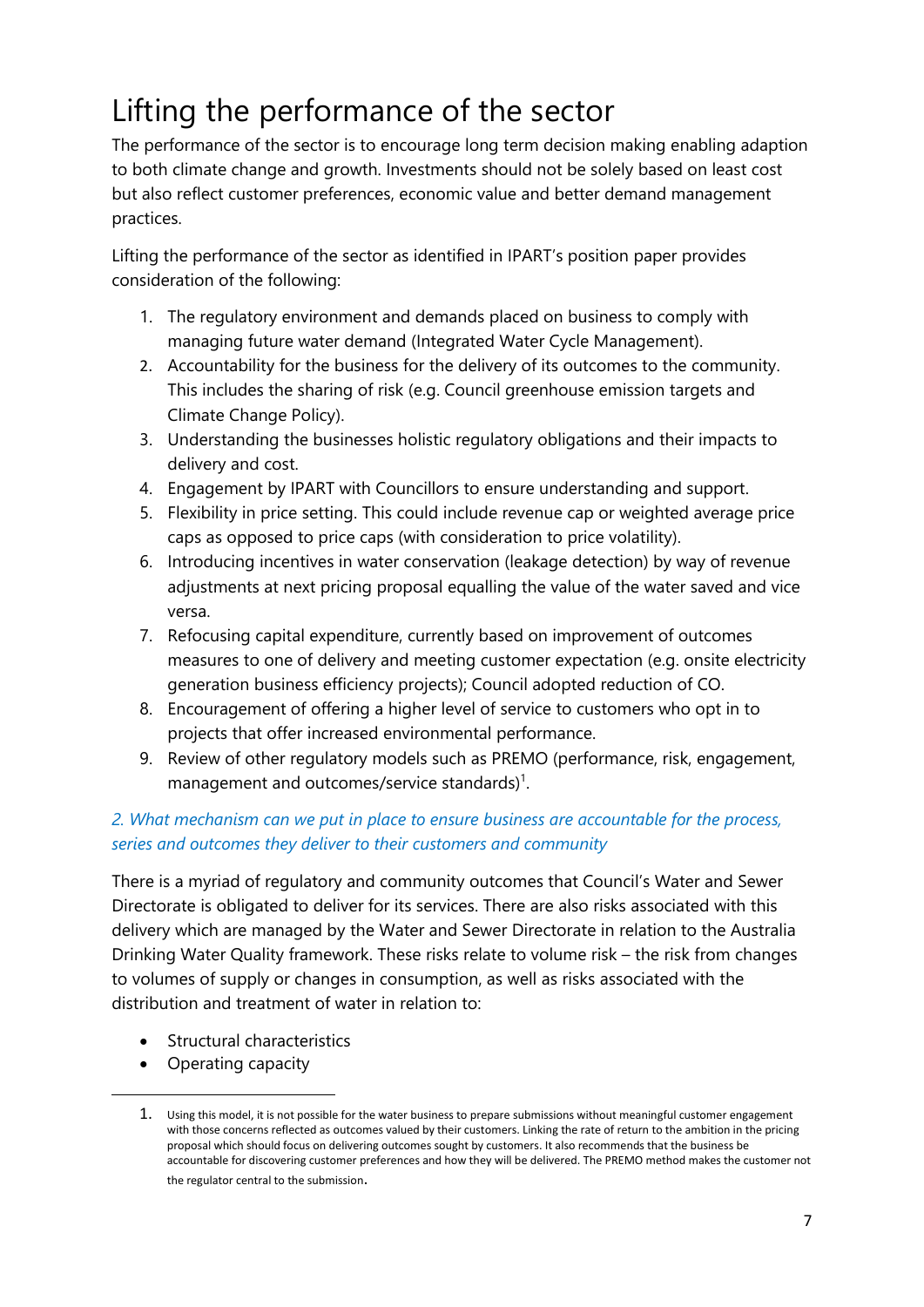# Lifting the performance of the sector

The performance of the sector is to encourage long term decision making enabling adaption to both climate change and growth. Investments should not be solely based on least cost but also reflect customer preferences, economic value and better demand management practices.

Lifting the performance of the sector as identified in IPART's position paper provides consideration of the following:

1. The regulatory environment and demands placed on business to comply with managing future water demand (Integrated Water Cycle Management).
2. Accountability for the business for the delivery of its outcomes to the community. This includes the sharing of risk (e.g. Council greenhouse emission targets and Climate Change Policy).
3. Understanding the businesses holistic regulatory obligations and their impacts to delivery and cost.
4. Engagement by IPART with Councillors to ensure understanding and support.
5. Flexibility in price setting. This could include revenue cap or weighted average price caps as opposed to price caps (with consideration to price volatility).
6. Introducing incentives in water conservation (leakage detection) by way of revenue adjustments at next pricing proposal equalling the value of the water saved and vice versa.
7. Refocusing capital expenditure, currently based on improvement of outcomes measures to one of delivery and meeting customer expectation (e.g. onsite electricity generation business efficiency projects); Council adopted reduction of CO.
8. Encouragement of offering a higher level of service to customers who opt in to projects that offer increased environmental performance.
9. Review of other regulatory models such as PREMO (performance, risk, engagement, management and outcomes/service standards)[1].

*2. What mechanism can we put in place to ensure business are accountable for the process, series and outcomes they deliver to their customers and community*

There is a myriad of regulatory and community outcomes that Council's Water and Sewer Directorate is obligated to deliver for its services. There are also risks associated with this delivery which are managed by the Water and Sewer Directorate in relation to the Australia Drinking Water Quality framework. These risks relate to volume risk – the risk from changes to volumes of supply or changes in consumption, as well as risks associated with the distribution and treatment of water in relation to:

- Structural characteristics
- Operating capacity

1. Using this model, it is not possible for the water business to prepare submissions without meaningful customer engagement with those concerns reflected as outcomes valued by their customers. Linking the rate of return to the ambition in the pricing proposal which should focus on delivering outcomes sought by customers. It also recommends that the business be accountable for discovering customer preferences and how they will be delivered. The PREMO method makes the customer not the regulator central to the submission.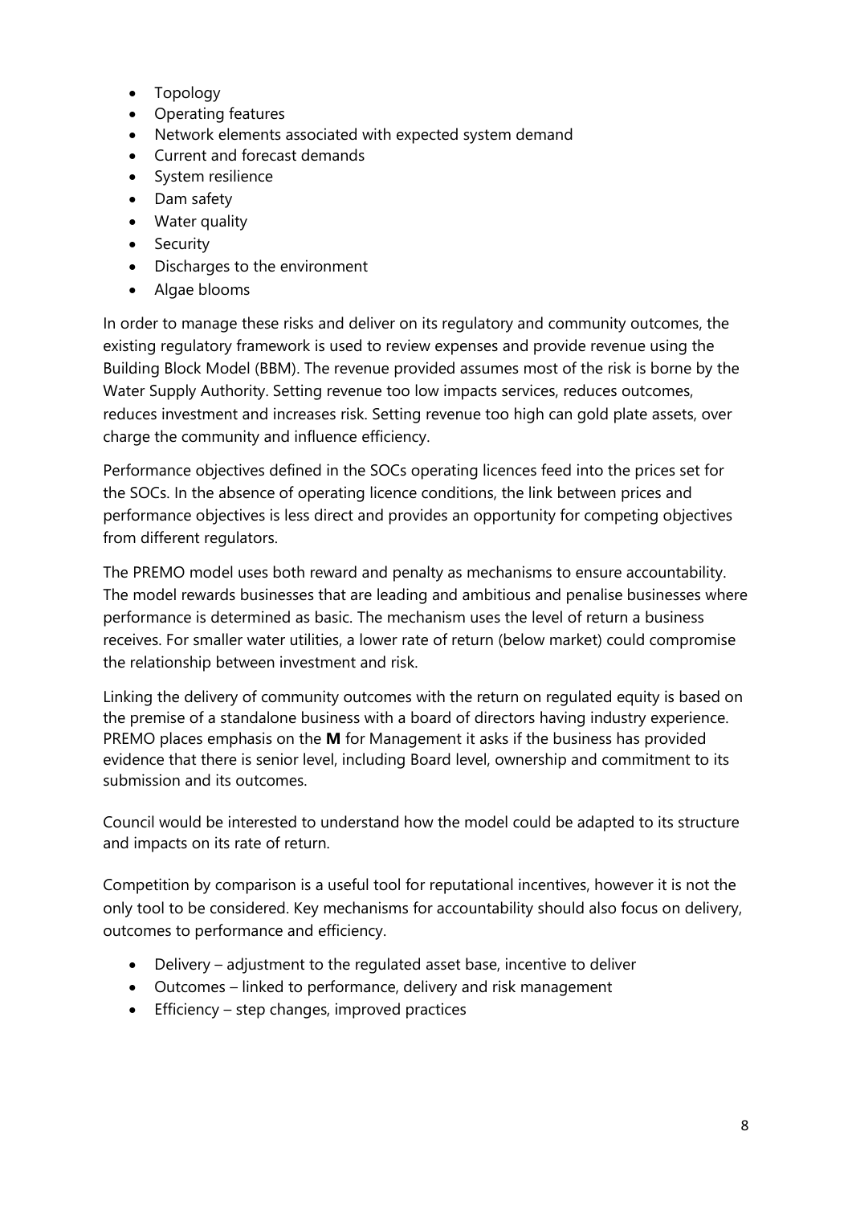- Topology
- Operating features
- Network elements associated with expected system demand
- Current and forecast demands
- System resilience
- Dam safety
- Water quality
- Security
- Discharges to the environment
- Algae blooms

In order to manage these risks and deliver on its regulatory and community outcomes, the existing regulatory framework is used to review expenses and provide revenue using the Building Block Model (BBM). The revenue provided assumes most of the risk is borne by the Water Supply Authority. Setting revenue too low impacts services, reduces outcomes, reduces investment and increases risk. Setting revenue too high can gold plate assets, over charge the community and influence efficiency.

Performance objectives defined in the SOCs operating licences feed into the prices set for the SOCs. In the absence of operating licence conditions, the link between prices and performance objectives is less direct and provides an opportunity for competing objectives from different regulators.

The PREMO model uses both reward and penalty as mechanisms to ensure accountability. The model rewards businesses that are leading and ambitious and penalise businesses where performance is determined as basic. The mechanism uses the level of return a business receives. For smaller water utilities, a lower rate of return (below market) could compromise the relationship between investment and risk.

Linking the delivery of community outcomes with the return on regulated equity is based on the premise of a standalone business with a board of directors having industry experience. PREMO places emphasis on the **M** for Management it asks if the business has provided evidence that there is senior level, including Board level, ownership and commitment to its submission and its outcomes.

Council would be interested to understand how the model could be adapted to its structure and impacts on its rate of return.

Competition by comparison is a useful tool for reputational incentives, however it is not the only tool to be considered. Key mechanisms for accountability should also focus on delivery, outcomes to performance and efficiency.

- Delivery – adjustment to the regulated asset base, incentive to deliver
- Outcomes – linked to performance, delivery and risk management
- Efficiency – step changes, improved practices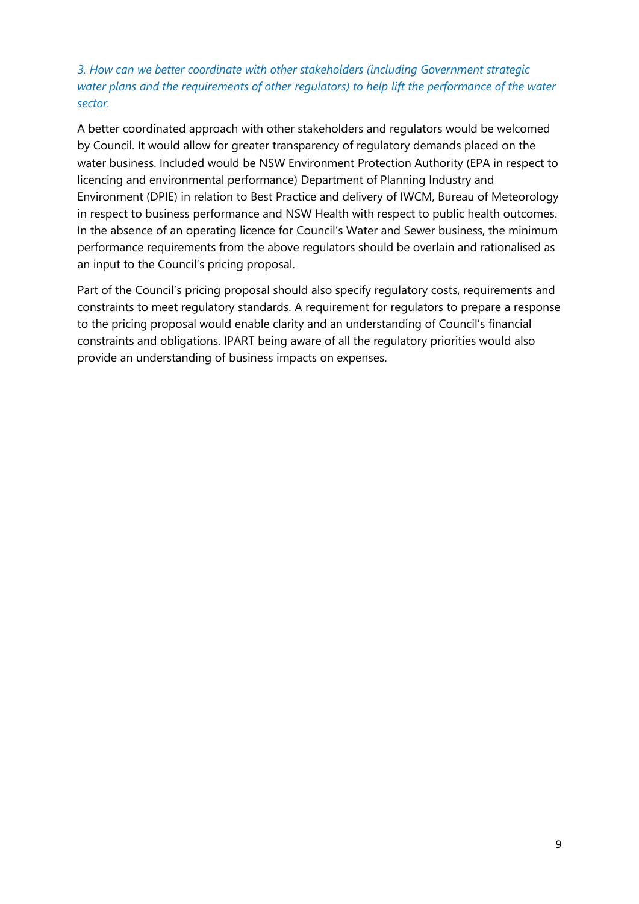*3. How can we better coordinate with other stakeholders (including Government strategic water plans and the requirements of other regulators) to help lift the performance of the water sector.*

A better coordinated approach with other stakeholders and regulators would be welcomed by Council. It would allow for greater transparency of regulatory demands placed on the water business. Included would be NSW Environment Protection Authority (EPA in respect to licencing and environmental performance) Department of Planning Industry and Environment (DPIE) in relation to Best Practice and delivery of IWCM, Bureau of Meteorology in respect to business performance and NSW Health with respect to public health outcomes. In the absence of an operating licence for Council's Water and Sewer business, the minimum performance requirements from the above regulators should be overlain and rationalised as an input to the Council's pricing proposal.

Part of the Council's pricing proposal should also specify regulatory costs, requirements and constraints to meet regulatory standards. A requirement for regulators to prepare a response to the pricing proposal would enable clarity and an understanding of Council's financial constraints and obligations. IPART being aware of all the regulatory priorities would also provide an understanding of business impacts on expenses.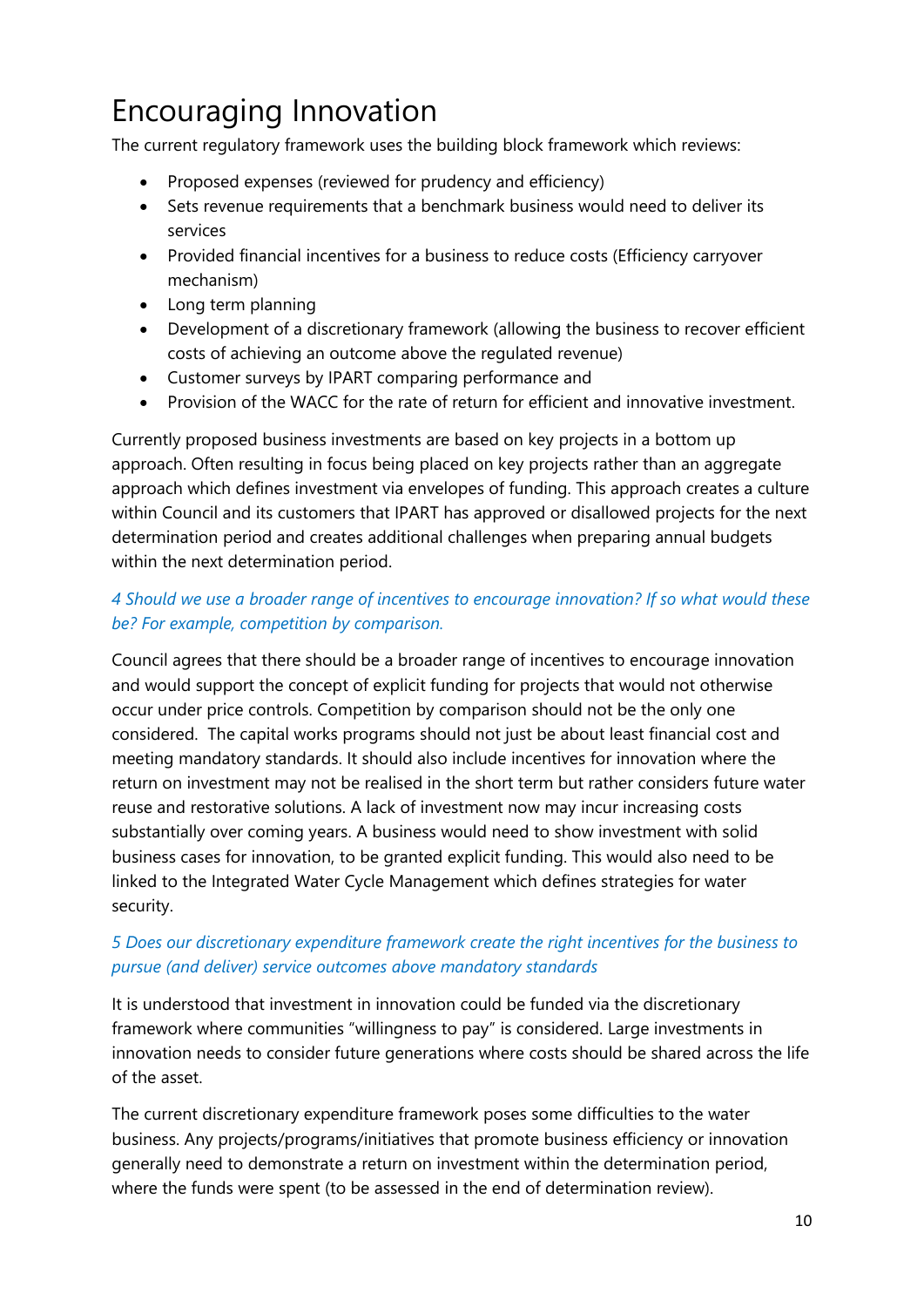# Encouraging Innovation

The current regulatory framework uses the building block framework which reviews:

- Proposed expenses (reviewed for prudency and efficiency)
- Sets revenue requirements that a benchmark business would need to deliver its services
- Provided financial incentives for a business to reduce costs (Efficiency carryover mechanism)
- Long term planning
- Development of a discretionary framework (allowing the business to recover efficient costs of achieving an outcome above the regulated revenue)
- Customer surveys by IPART comparing performance and
- Provision of the WACC for the rate of return for efficient and innovative investment.

Currently proposed business investments are based on key projects in a bottom up approach. Often resulting in focus being placed on key projects rather than an aggregate approach which defines investment via envelopes of funding. This approach creates a culture within Council and its customers that IPART has approved or disallowed projects for the next determination period and creates additional challenges when preparing annual budgets within the next determination period.

*4 Should we use a broader range of incentives to encourage innovation? If so what would these be? For example, competition by comparison.*

Council agrees that there should be a broader range of incentives to encourage innovation and would support the concept of explicit funding for projects that would not otherwise occur under price controls. Competition by comparison should not be the only one considered. The capital works programs should not just be about least financial cost and meeting mandatory standards. It should also include incentives for innovation where the return on investment may not be realised in the short term but rather considers future water reuse and restorative solutions. A lack of investment now may incur increasing costs substantially over coming years. A business would need to show investment with solid business cases for innovation, to be granted explicit funding. This would also need to be linked to the Integrated Water Cycle Management which defines strategies for water security.

*5 Does our discretionary expenditure framework create the right incentives for the business to pursue (and deliver) service outcomes above mandatory standards*

It is understood that investment in innovation could be funded via the discretionary framework where communities "willingness to pay" is considered. Large investments in innovation needs to consider future generations where costs should be shared across the life of the asset.

The current discretionary expenditure framework poses some difficulties to the water business. Any projects/programs/initiatives that promote business efficiency or innovation generally need to demonstrate a return on investment within the determination period, where the funds were spent (to be assessed in the end of determination review).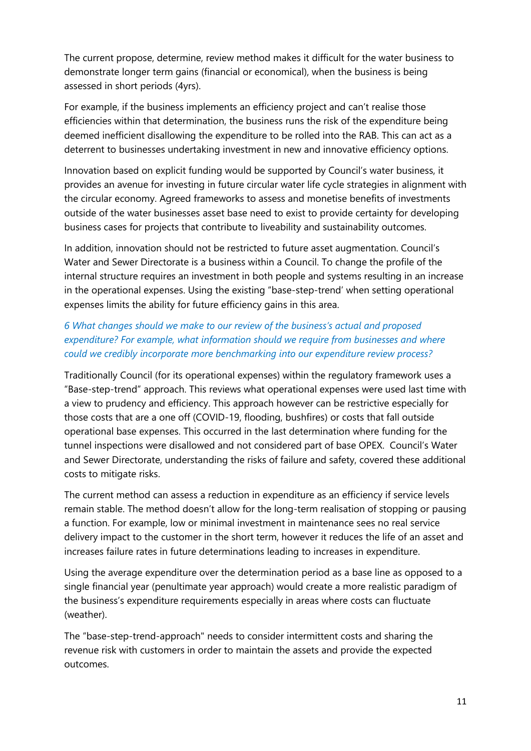The current propose, determine, review method makes it difficult for the water business to demonstrate longer term gains (financial or economical), when the business is being assessed in short periods (4yrs).

For example, if the business implements an efficiency project and can't realise those efficiencies within that determination, the business runs the risk of the expenditure being deemed inefficient disallowing the expenditure to be rolled into the RAB. This can act as a deterrent to businesses undertaking investment in new and innovative efficiency options.

Innovation based on explicit funding would be supported by Council's water business, it provides an avenue for investing in future circular water life cycle strategies in alignment with the circular economy. Agreed frameworks to assess and monetise benefits of investments outside of the water businesses asset base need to exist to provide certainty for developing business cases for projects that contribute to liveability and sustainability outcomes.

In addition, innovation should not be restricted to future asset augmentation. Council's Water and Sewer Directorate is a business within a Council. To change the profile of the internal structure requires an investment in both people and systems resulting in an increase in the operational expenses. Using the existing "base-step-trend' when setting operational expenses limits the ability for future efficiency gains in this area.

*6 What changes should we make to our review of the business's actual and proposed expenditure? For example, what information should we require from businesses and where could we credibly incorporate more benchmarking into our expenditure review process?*

Traditionally Council (for its operational expenses) within the regulatory framework uses a "Base-step-trend" approach. This reviews what operational expenses were used last time with a view to prudency and efficiency. This approach however can be restrictive especially for those costs that are a one off (COVID-19, flooding, bushfires) or costs that fall outside operational base expenses. This occurred in the last determination where funding for the tunnel inspections were disallowed and not considered part of base OPEX. Council's Water and Sewer Directorate, understanding the risks of failure and safety, covered these additional costs to mitigate risks.

The current method can assess a reduction in expenditure as an efficiency if service levels remain stable. The method doesn't allow for the long-term realisation of stopping or pausing a function. For example, low or minimal investment in maintenance sees no real service delivery impact to the customer in the short term, however it reduces the life of an asset and increases failure rates in future determinations leading to increases in expenditure.

Using the average expenditure over the determination period as a base line as opposed to a single financial year (penultimate year approach) would create a more realistic paradigm of the business's expenditure requirements especially in areas where costs can fluctuate (weather).

The "base-step-trend-approach" needs to consider intermittent costs and sharing the revenue risk with customers in order to maintain the assets and provide the expected outcomes.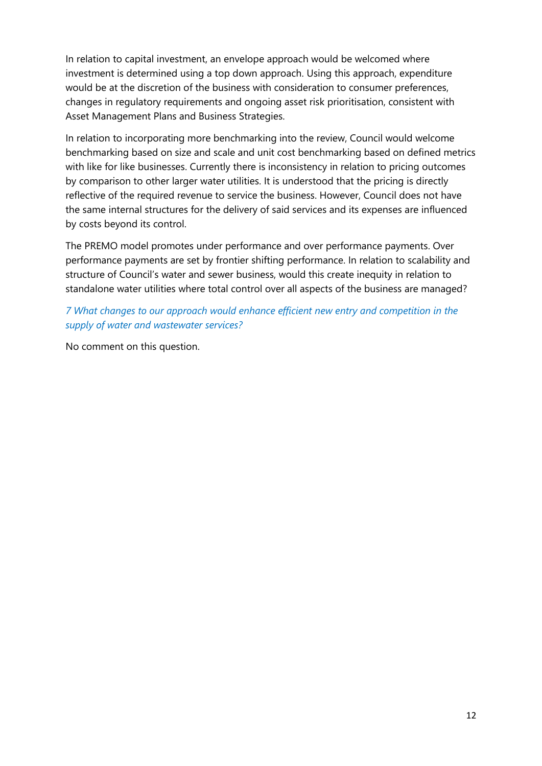In relation to capital investment, an envelope approach would be welcomed where investment is determined using a top down approach. Using this approach, expenditure would be at the discretion of the business with consideration to consumer preferences, changes in regulatory requirements and ongoing asset risk prioritisation, consistent with Asset Management Plans and Business Strategies.

In relation to incorporating more benchmarking into the review, Council would welcome benchmarking based on size and scale and unit cost benchmarking based on defined metrics with like for like businesses. Currently there is inconsistency in relation to pricing outcomes by comparison to other larger water utilities. It is understood that the pricing is directly reflective of the required revenue to service the business. However, Council does not have the same internal structures for the delivery of said services and its expenses are influenced by costs beyond its control.

The PREMO model promotes under performance and over performance payments. Over performance payments are set by frontier shifting performance. In relation to scalability and structure of Council's water and sewer business, would this create inequity in relation to standalone water utilities where total control over all aspects of the business are managed?

*7 What changes to our approach would enhance efficient new entry and competition in the supply of water and wastewater services?*

No comment on this question.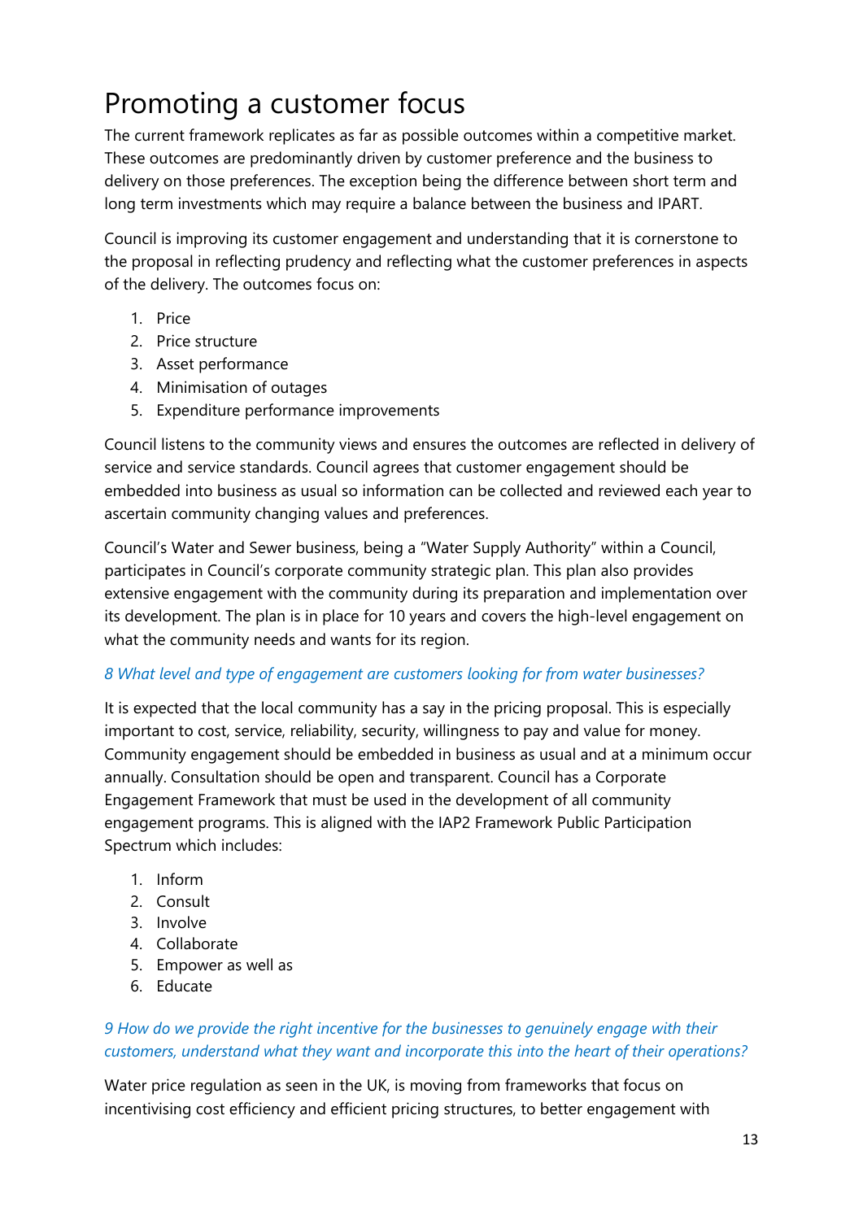# Promoting a customer focus

The current framework replicates as far as possible outcomes within a competitive market. These outcomes are predominantly driven by customer preference and the business to delivery on those preferences. The exception being the difference between short term and long term investments which may require a balance between the business and IPART.

Council is improving its customer engagement and understanding that it is cornerstone to the proposal in reflecting prudency and reflecting what the customer preferences in aspects of the delivery. The outcomes focus on:

1. Price
2. Price structure
3. Asset performance
4. Minimisation of outages
5. Expenditure performance improvements

Council listens to the community views and ensures the outcomes are reflected in delivery of service and service standards. Council agrees that customer engagement should be embedded into business as usual so information can be collected and reviewed each year to ascertain community changing values and preferences.

Council's Water and Sewer business, being a "Water Supply Authority" within a Council, participates in Council's corporate community strategic plan. This plan also provides extensive engagement with the community during its preparation and implementation over its development. The plan is in place for 10 years and covers the high-level engagement on what the community needs and wants for its region.

*8 What level and type of engagement are customers looking for from water businesses?*

It is expected that the local community has a say in the pricing proposal. This is especially important to cost, service, reliability, security, willingness to pay and value for money. Community engagement should be embedded in business as usual and at a minimum occur annually. Consultation should be open and transparent. Council has a Corporate Engagement Framework that must be used in the development of all community engagement programs. This is aligned with the IAP2 Framework Public Participation Spectrum which includes:

1. Inform
2. Consult
3. Involve
4. Collaborate
5. Empower as well as
6. Educate

*9 How do we provide the right incentive for the businesses to genuinely engage with their customers, understand what they want and incorporate this into the heart of their operations?*

Water price regulation as seen in the UK, is moving from frameworks that focus on incentivising cost efficiency and efficient pricing structures, to better engagement with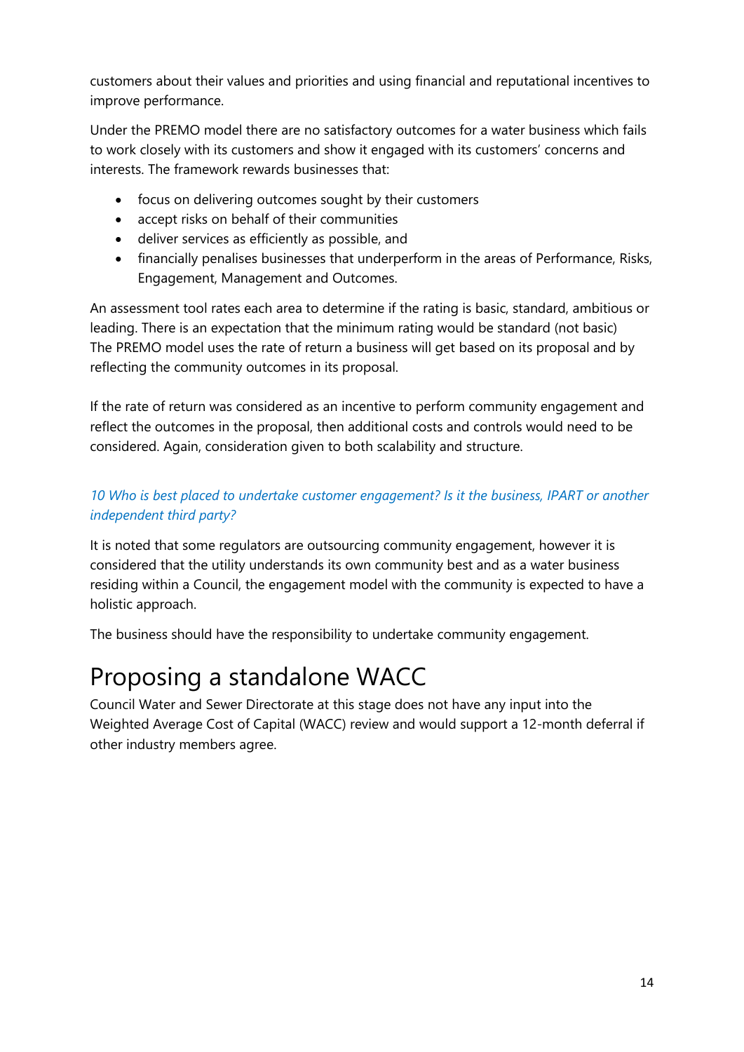customers about their values and priorities and using financial and reputational incentives to improve performance.

Under the PREMO model there are no satisfactory outcomes for a water business which fails to work closely with its customers and show it engaged with its customers' concerns and interests. The framework rewards businesses that:

- focus on delivering outcomes sought by their customers
- accept risks on behalf of their communities
- deliver services as efficiently as possible, and
- financially penalises businesses that underperform in the areas of Performance, Risks, Engagement, Management and Outcomes.

An assessment tool rates each area to determine if the rating is basic, standard, ambitious or leading. There is an expectation that the minimum rating would be standard (not basic) The PREMO model uses the rate of return a business will get based on its proposal and by reflecting the community outcomes in its proposal.

If the rate of return was considered as an incentive to perform community engagement and reflect the outcomes in the proposal, then additional costs and controls would need to be considered. Again, consideration given to both scalability and structure.

*10 Who is best placed to undertake customer engagement? Is it the business, IPART or another independent third party?*

It is noted that some regulators are outsourcing community engagement, however it is considered that the utility understands its own community best and as a water business residing within a Council, the engagement model with the community is expected to have a holistic approach.

The business should have the responsibility to undertake community engagement.

# Proposing a standalone WACC

Council Water and Sewer Directorate at this stage does not have any input into the Weighted Average Cost of Capital (WACC) review and would support a 12-month deferral if other industry members agree.